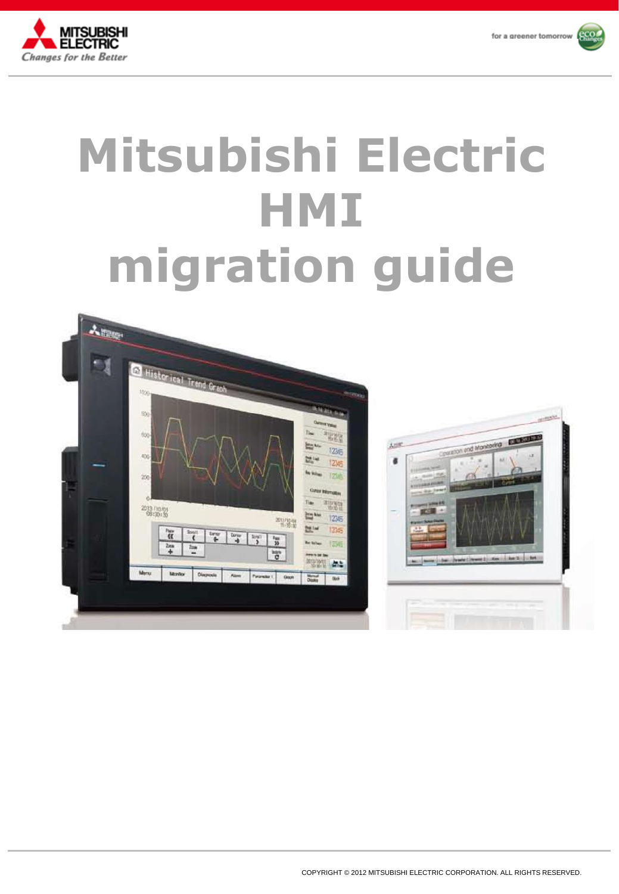# Mitsubishi Electric HMI migration guide

COPYRIGHT © 2012 MITSUBISHI ELECTRIC CORPORATION. ALL RIGHTS RESERVED.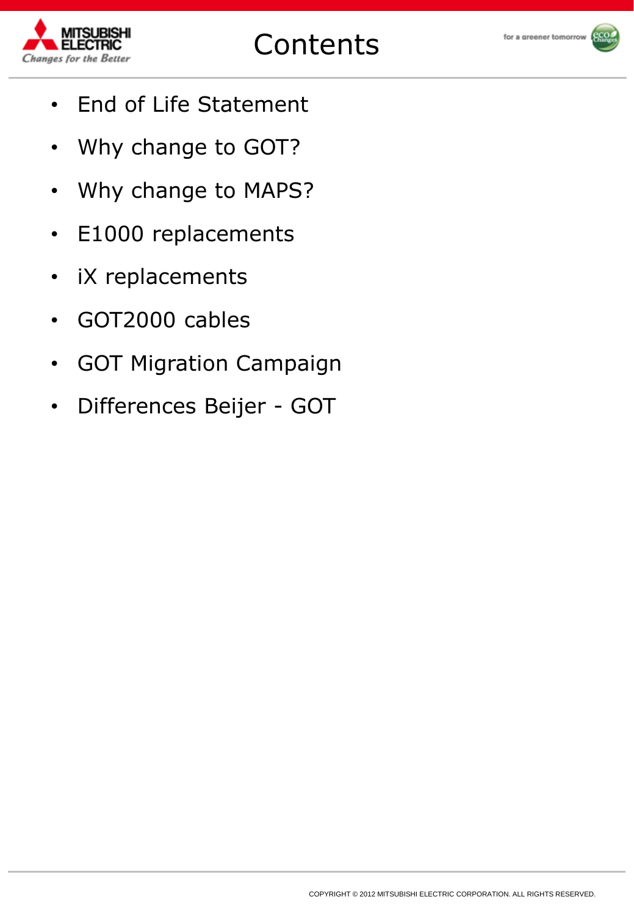# Contents

- End of Life Statement
- Why change to GOT?
- Why change to MAPS?
- E1000 replacements
- iX replacements
- GOT2000 cables
- GOT Migration Campaign
- Differences Beijer - GOT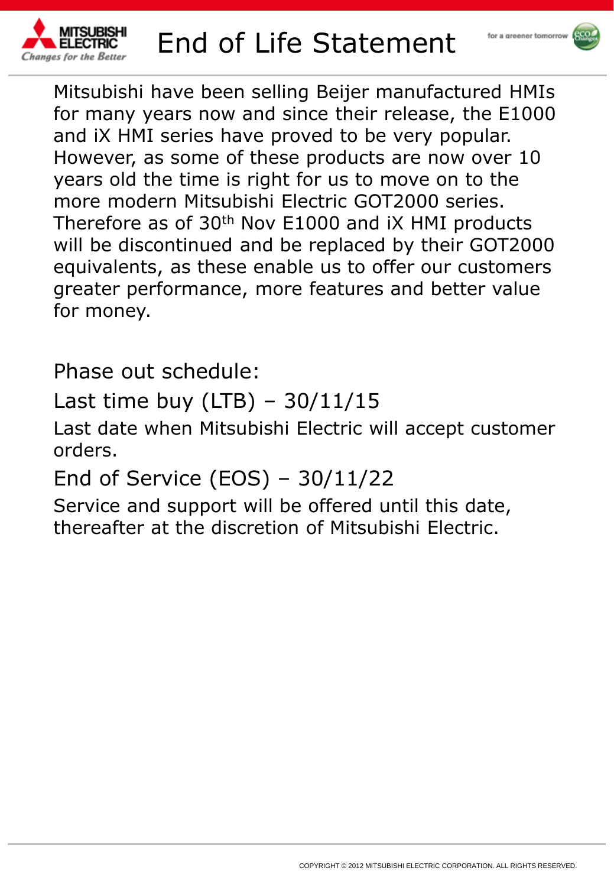# End of Life Statement

Mitsubishi have been selling Beijer manufactured HMIs for many years now and since their release, the E1000 and iX HMI series have proved to be very popular. However, as some of these products are now over 10 years old the time is right for us to move on to the more modern Mitsubishi Electric GOT2000 series. Therefore as of 30th Nov E1000 and iX HMI products will be discontinued and be replaced by their GOT2000 equivalents, as these enable us to offer our customers greater performance, more features and better value for money.

Phase out schedule:

Last time buy (LTB) – 30/11/15

Last date when Mitsubishi Electric will accept customer orders.

End of Service (EOS) – 30/11/22

Service and support will be offered until this date, thereafter at the discretion of Mitsubishi Electric.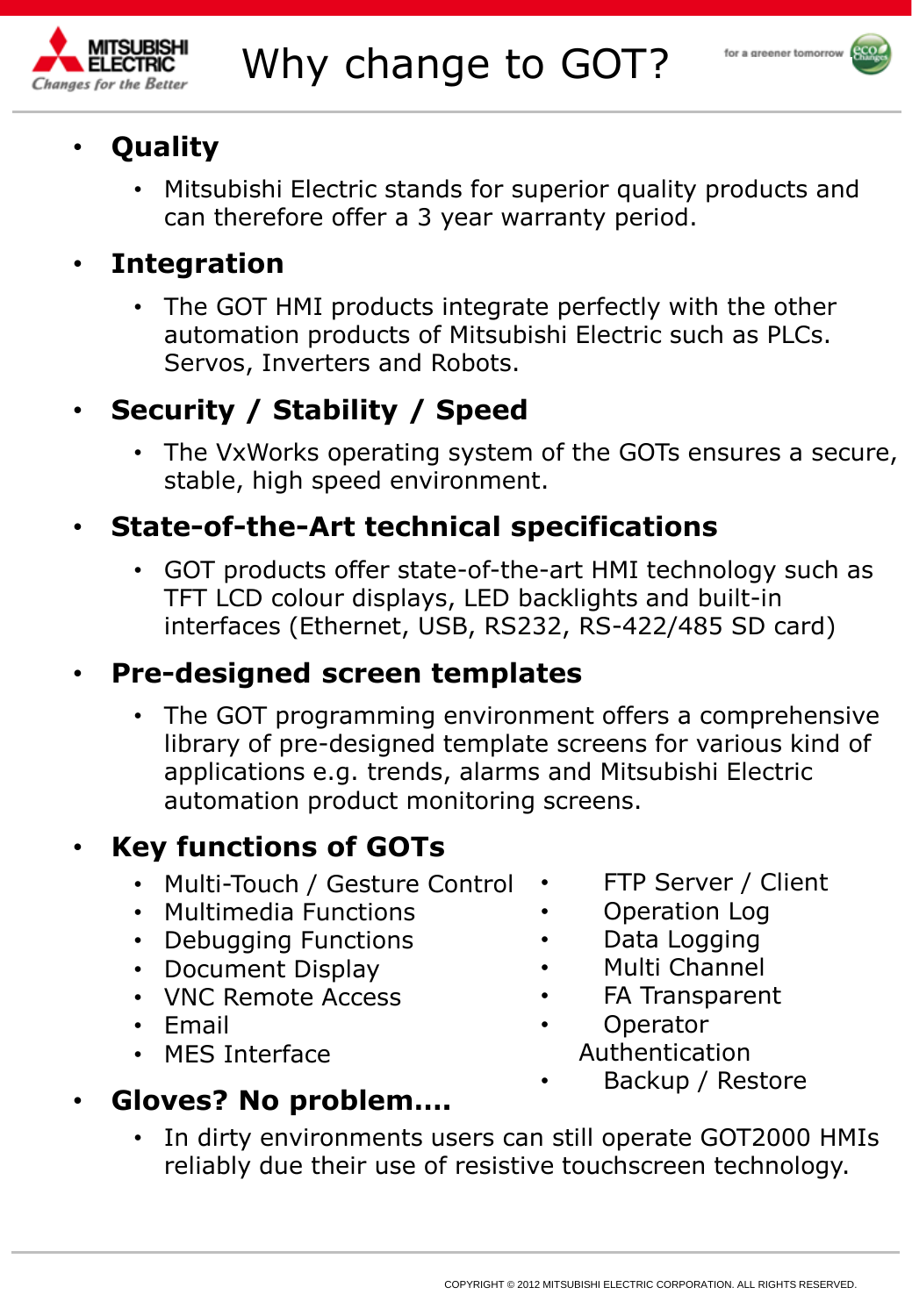# Why change to GOT?

- **Quality**
  - Mitsubishi Electric stands for superior quality products and can therefore offer a 3 year warranty period.
- **Integration**
  - The GOT HMI products integrate perfectly with the other automation products of Mitsubishi Electric such as PLCs. Servos, Inverters and Robots.
- **Security / Stability / Speed**
  - The VxWorks operating system of the GOTs ensures a secure, stable, high speed environment.
- **State-of-the-Art technical specifications**
  - GOT products offer state-of-the-art HMI technology such as TFT LCD colour displays, LED backlights and built-in interfaces (Ethernet, USB, RS232, RS-422/485 SD card)
- **Pre-designed screen templates**
  - The GOT programming environment offers a comprehensive library of pre-designed template screens for various kind of applications e.g. trends, alarms and Mitsubishi Electric automation product monitoring screens.
- **Key functions of GOTs**
  - Multi-Touch / Gesture Control
  - Multimedia Functions
  - Debugging Functions
  - Document Display
  - VNC Remote Access
  - Email
  - MES Interface
  - FTP Server / Client
  - Operation Log
  - Data Logging
  - Multi Channel
  - FA Transparent
  - Operator Authentication
  - Backup / Restore
- **Gloves? No problem….**
  - In dirty environments users can still operate GOT2000 HMIs reliably due their use of resistive touchscreen technology.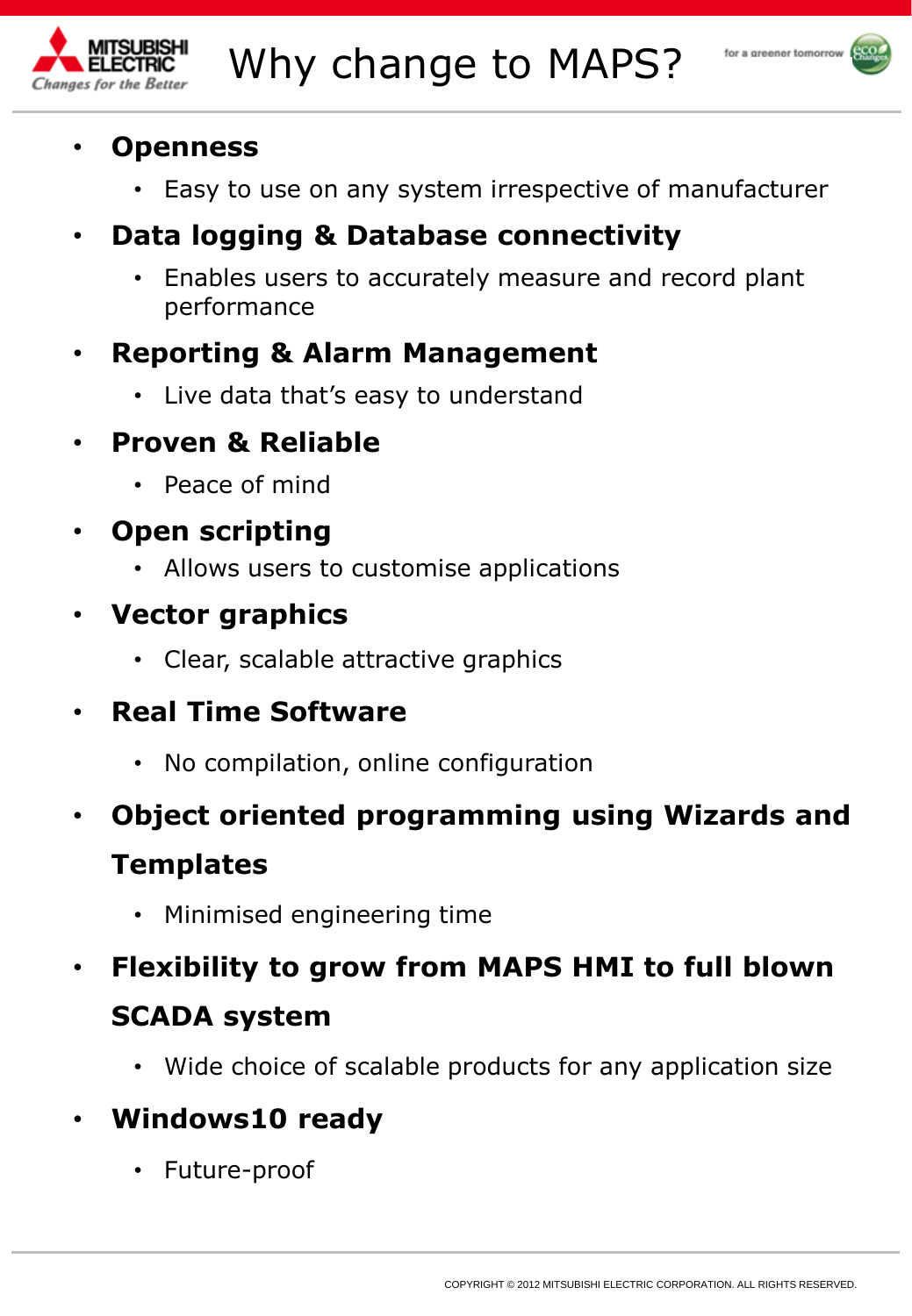# Why change to MAPS?

- **Openness**
  - Easy to use on any system irrespective of manufacturer
- **Data logging & Database connectivity**
  - Enables users to accurately measure and record plant performance
- **Reporting & Alarm Management**
  - Live data that's easy to understand
- **Proven & Reliable**
  - Peace of mind
- **Open scripting**
  - Allows users to customise applications
- **Vector graphics**
  - Clear, scalable attractive graphics
- **Real Time Software**
  - No compilation, online configuration
- **Object oriented programming using Wizards and Templates**
  - Minimised engineering time
- **Flexibility to grow from MAPS HMI to full blown SCADA system**
  - Wide choice of scalable products for any application size
- **Windows10 ready**
  - Future-proof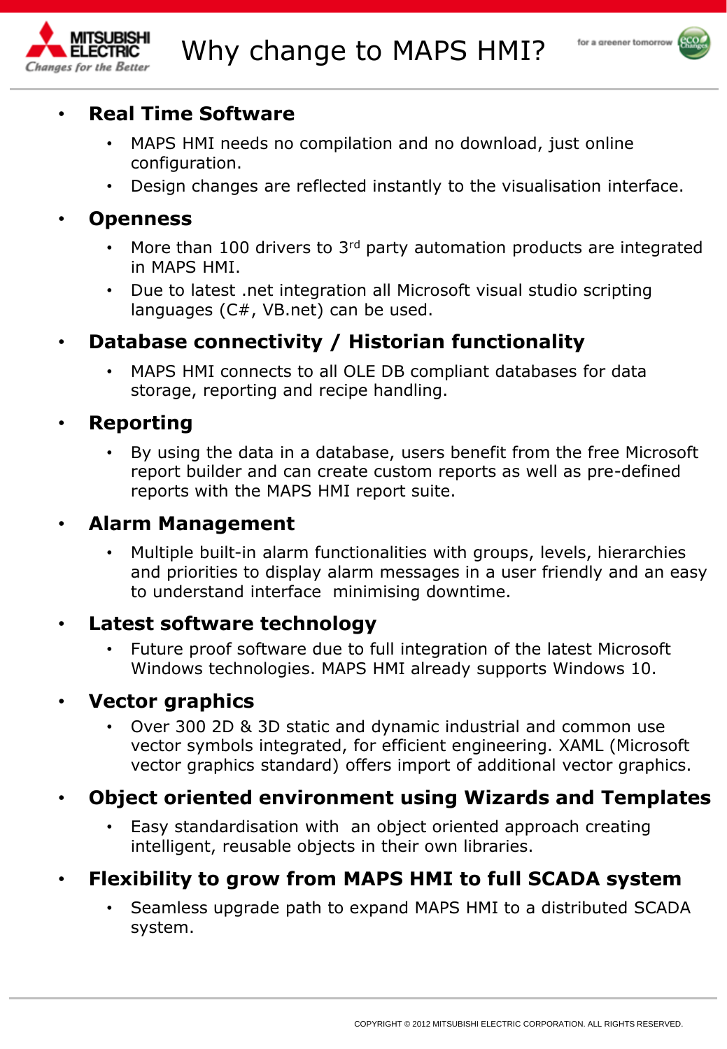# Why change to MAPS HMI?

- **Real Time Software**
  - MAPS HMI needs no compilation and no download, just online configuration.
  - Design changes are reflected instantly to the visualisation interface.
- **Openness**
  - More than 100 drivers to 3rd party automation products are integrated in MAPS HMI.
  - Due to latest .net integration all Microsoft visual studio scripting languages (C#, VB.net) can be used.
- **Database connectivity / Historian functionality**
  - MAPS HMI connects to all OLE DB compliant databases for data storage, reporting and recipe handling.
- **Reporting**
  - By using the data in a database, users benefit from the free Microsoft report builder and can create custom reports as well as pre-defined reports with the MAPS HMI report suite.
- **Alarm Management**
  - Multiple built-in alarm functionalities with groups, levels, hierarchies and priorities to display alarm messages in a user friendly and an easy to understand interface minimising downtime.
- **Latest software technology**
  - Future proof software due to full integration of the latest Microsoft Windows technologies. MAPS HMI already supports Windows 10.
- **Vector graphics**
  - Over 300 2D & 3D static and dynamic industrial and common use vector symbols integrated, for efficient engineering. XAML (Microsoft vector graphics standard) offers import of additional vector graphics.
- **Object oriented environment using Wizards and Templates**
  - Easy standardisation with an object oriented approach creating intelligent, reusable objects in their own libraries.
- **Flexibility to grow from MAPS HMI to full SCADA system**
  - Seamless upgrade path to expand MAPS HMI to a distributed SCADA system.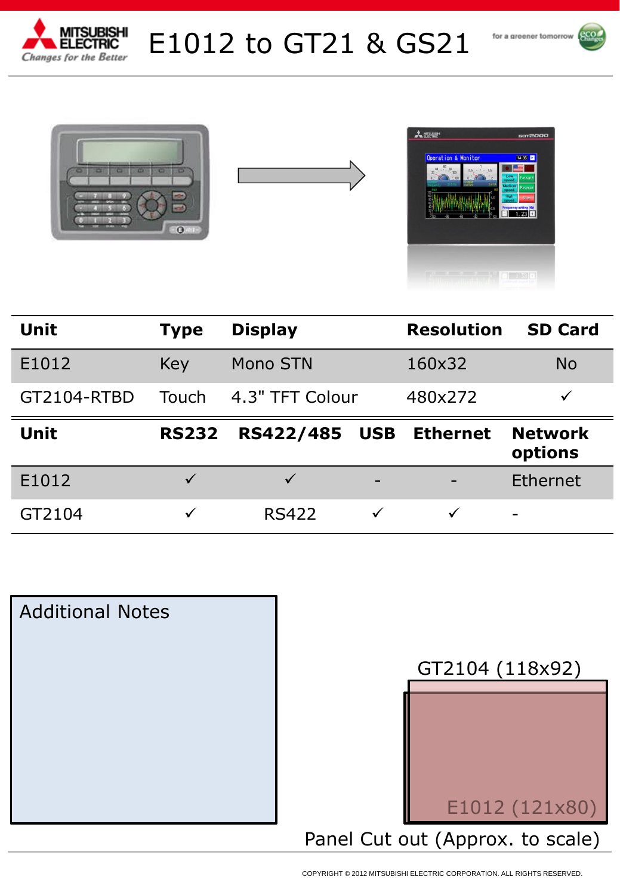# E1012 to GT21 & GS21

| Unit | Type | Display | Resolution | SD Card |
|---|---|---|---|---|
| E1012 | Key | Mono STN | 160x32 | No |
| GT2104-RTBD | Touch | 4.3" TFT Colour | 480x272 | ✓ |

| Unit | RS232 | RS422/485 | USB | Ethernet | Network options |
|---|---|---|---|---|---|
| E1012 | ✓ | ✓ | - | - | Ethernet |
| GT2104 | ✓ | RS422 | ✓ | ✓ | - |

Additional Notes

GT2104 (118x92)

E1012 (121x80)

Panel Cut out (Approx. to scale)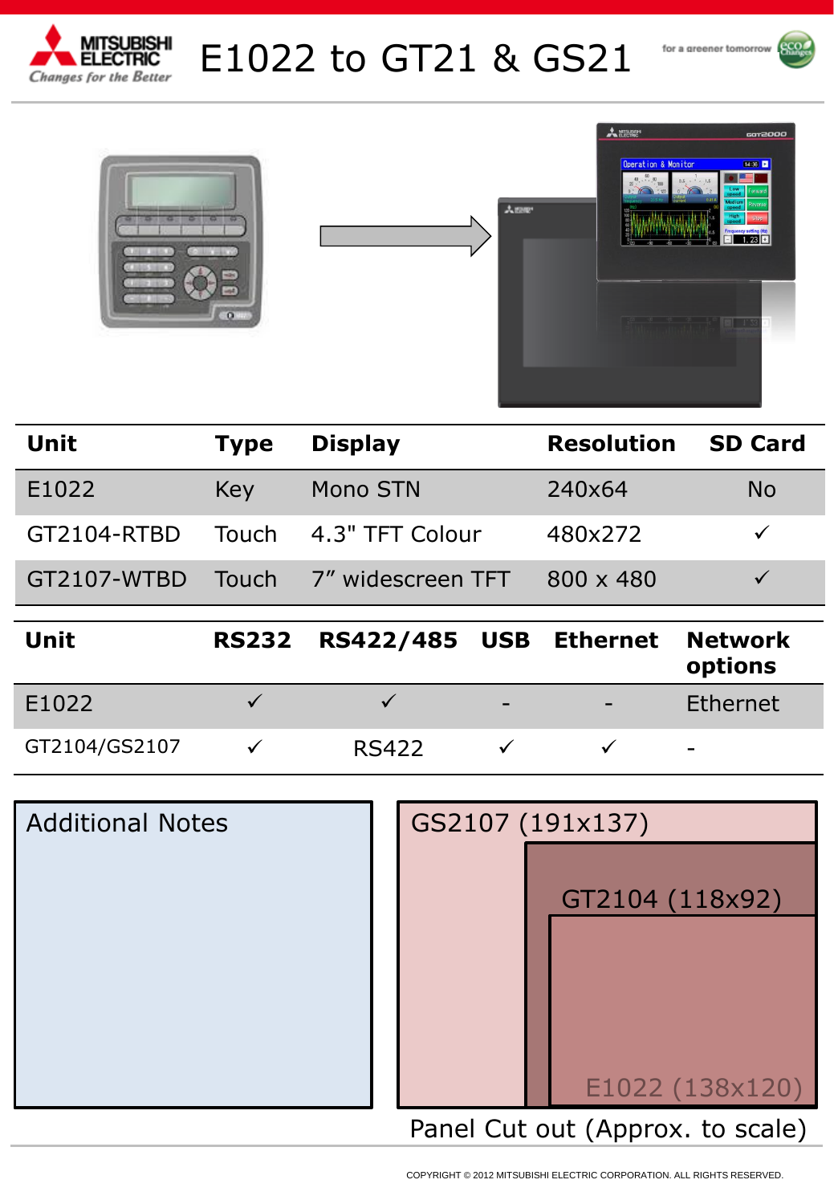# E1022 to GT21 & GS21

| Unit | Type | Display | Resolution | SD Card |
|---|---|---|---|---|
| E1022 | Key | Mono STN | 240x64 | No |
| GT2104-RTBD | Touch | 4.3" TFT Colour | 480x272 | ✓ |
| GT2107-WTBD | Touch | 7" widescreen TFT | 800 x 480 | ✓ |

| Unit | RS232 | RS422/485 | USB | Ethernet | Network options |
|---|---|---|---|---|---|
| E1022 | ✓ | ✓ | - | - | Ethernet |
| GT2104/GS2107 | ✓ | RS422 | ✓ | ✓ | - |

## Additional Notes

GS2107 (191x137)

GT2104 (118x92)

E1022 (138x120)

Panel Cut out (Approx. to scale)

COPYRIGHT © 2012 MITSUBISHI ELECTRIC CORPORATION. ALL RIGHTS RESERVED.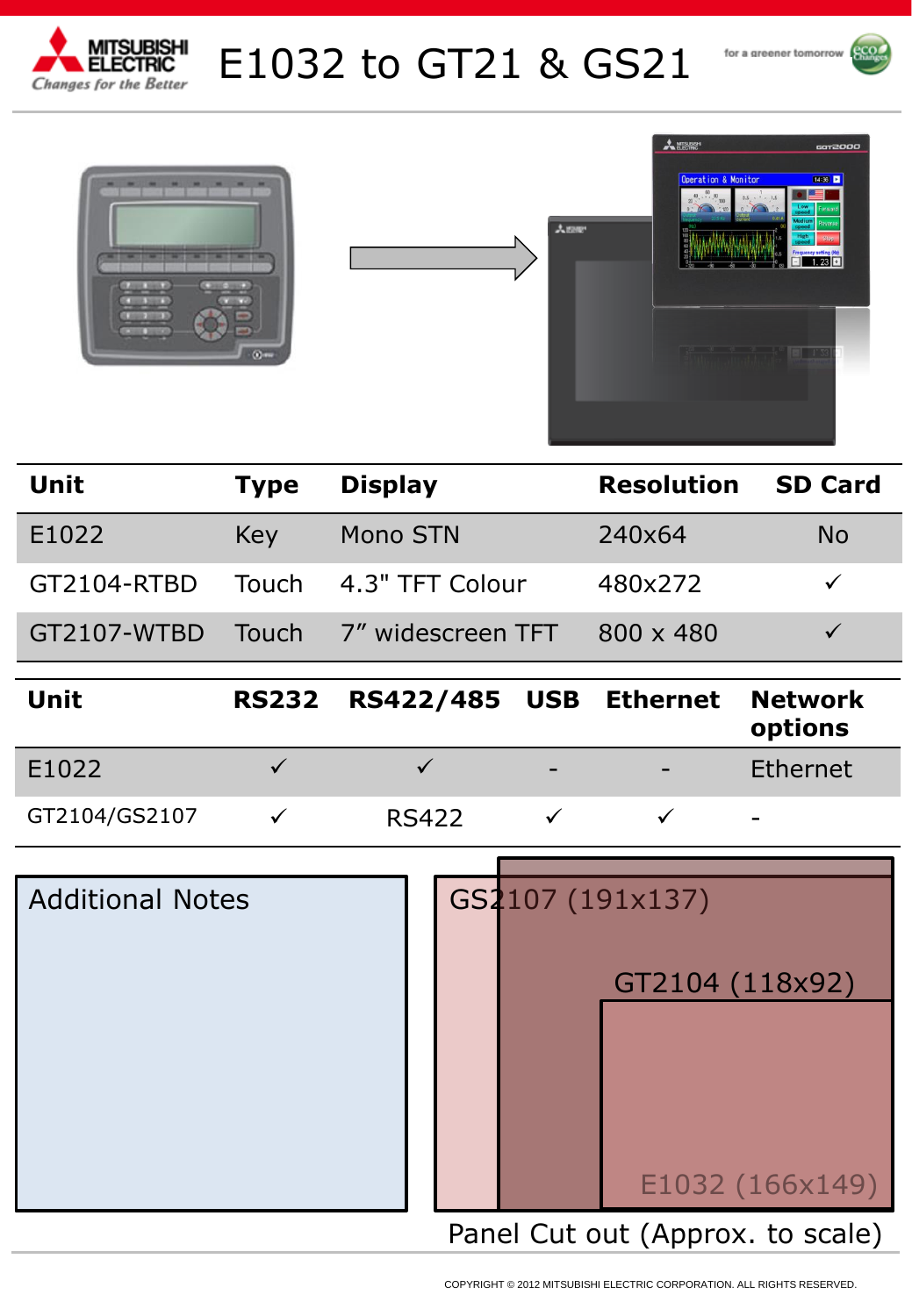# E1032 to GT21 & GS21

| Unit | Type | Display | Resolution | SD Card |
|---|---|---|---|---|
| E1022 | Key | Mono STN | 240x64 | No |
| GT2104-RTBD | Touch | 4.3" TFT Colour | 480x272 | ✓ |
| GT2107-WTBD | Touch | 7” widescreen TFT | 800 x 480 | ✓ |

| Unit | RS232 | RS422/485 | USB | Ethernet | Network options |
|---|---|---|---|---|---|
| E1022 | ✓ | ✓ | - | - | Ethernet |
| GT2104/GS2107 | ✓ | RS422 | ✓ | ✓ | - |

## Additional Notes

GS2107 (191x137)

GT2104 (118x92)

E1032 (166x149)

Panel Cut out (Approx. to scale)

COPYRIGHT © 2012 MITSUBISHI ELECTRIC CORPORATION. ALL RIGHTS RESERVED.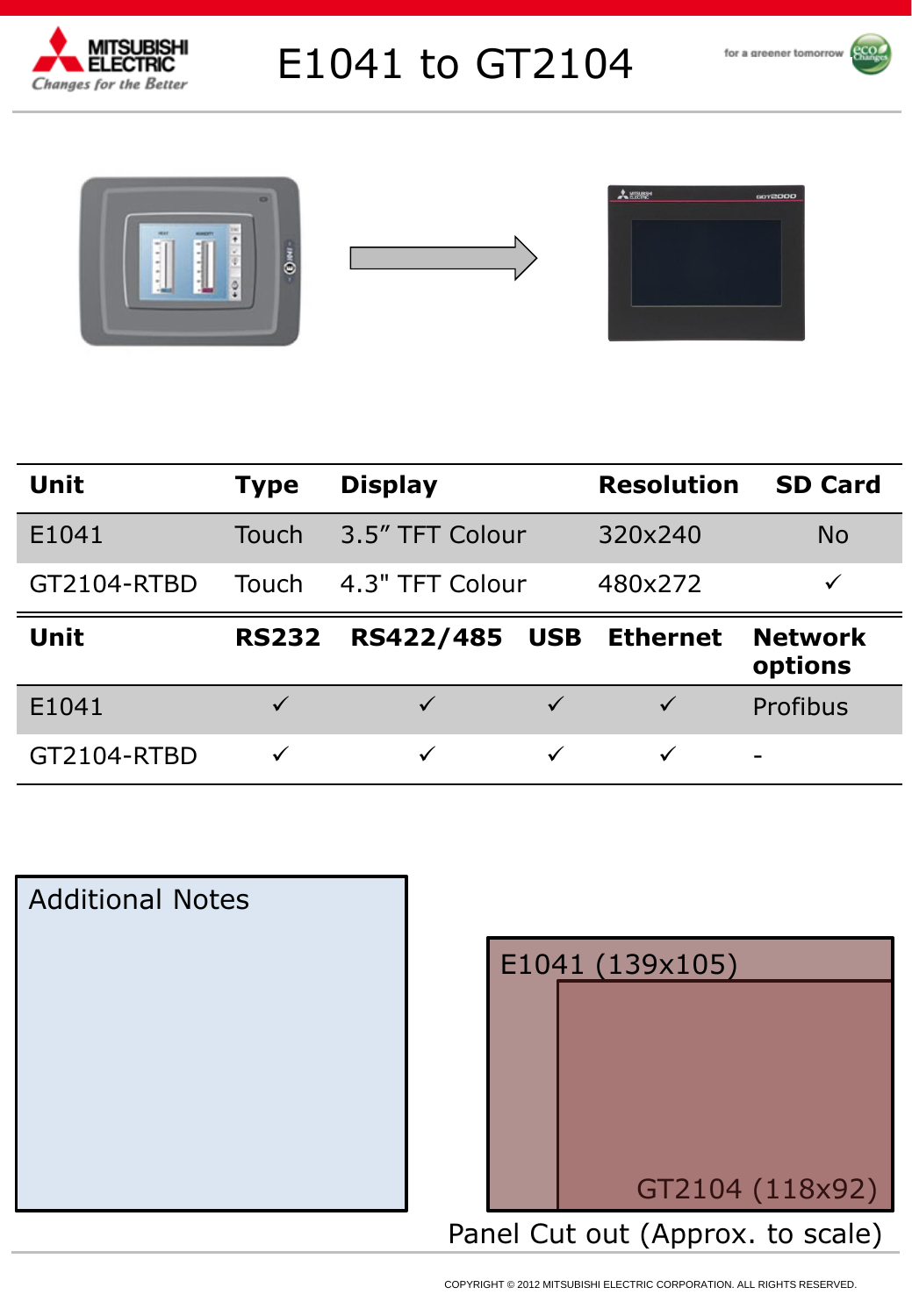# E1041 to GT2104

| Unit | Type | Display | Resolution | SD Card |
|---|---|---|---|---|
| E1041 | Touch | 3.5" TFT Colour | 320x240 | No |
| GT2104-RTBD | Touch | 4.3" TFT Colour | 480x272 | ✓ |

| Unit | RS232 | RS422/485 | USB | Ethernet | Network options |
|---|---|---|---|---|---|
| E1041 | ✓ | ✓ | ✓ | ✓ | Profibus |
| GT2104-RTBD | ✓ | ✓ | ✓ | ✓ | - |

Additional Notes

E1041 (139x105)

GT2104 (118x92)

Panel Cut out (Approx. to scale)

COPYRIGHT © 2012 MITSUBISHI ELECTRIC CORPORATION. ALL RIGHTS RESERVED.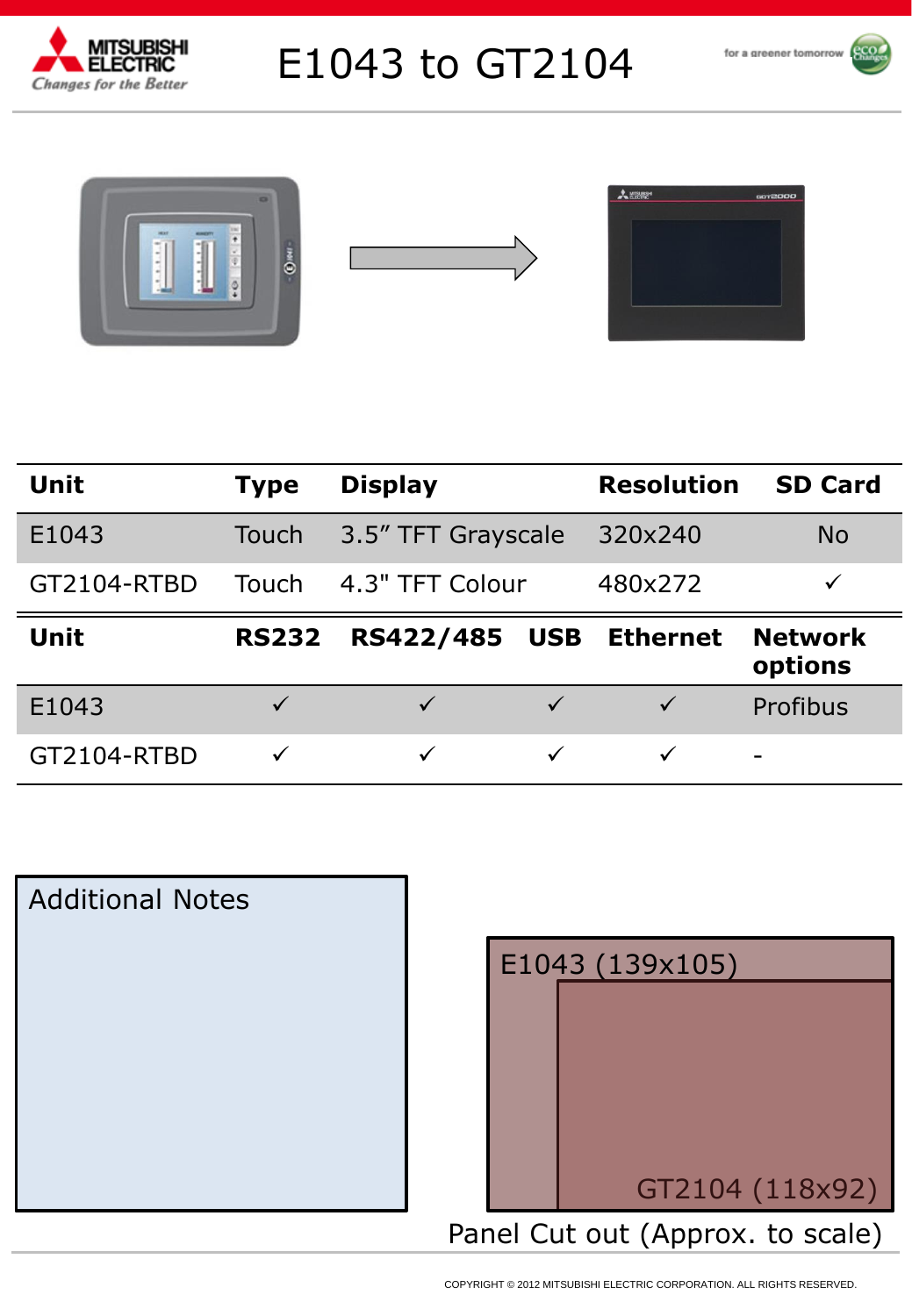# E1043 to GT2104

| Unit | Type | Display | Resolution | SD Card |
|---|---|---|---|---|
| E1043 | Touch | 3.5" TFT Grayscale | 320x240 | No |
| GT2104-RTBD | Touch | 4.3" TFT Colour | 480x272 | ✓ |

| Unit | RS232 | RS422/485 | USB | Ethernet | Network options |
|---|---|---|---|---|---|
| E1043 | ✓ | ✓ | ✓ | ✓ | Profibus |
| GT2104-RTBD | ✓ | ✓ | ✓ | ✓ | - |

## Additional Notes

E1043 (139x105)

GT2104 (118x92)

Panel Cut out (Approx. to scale)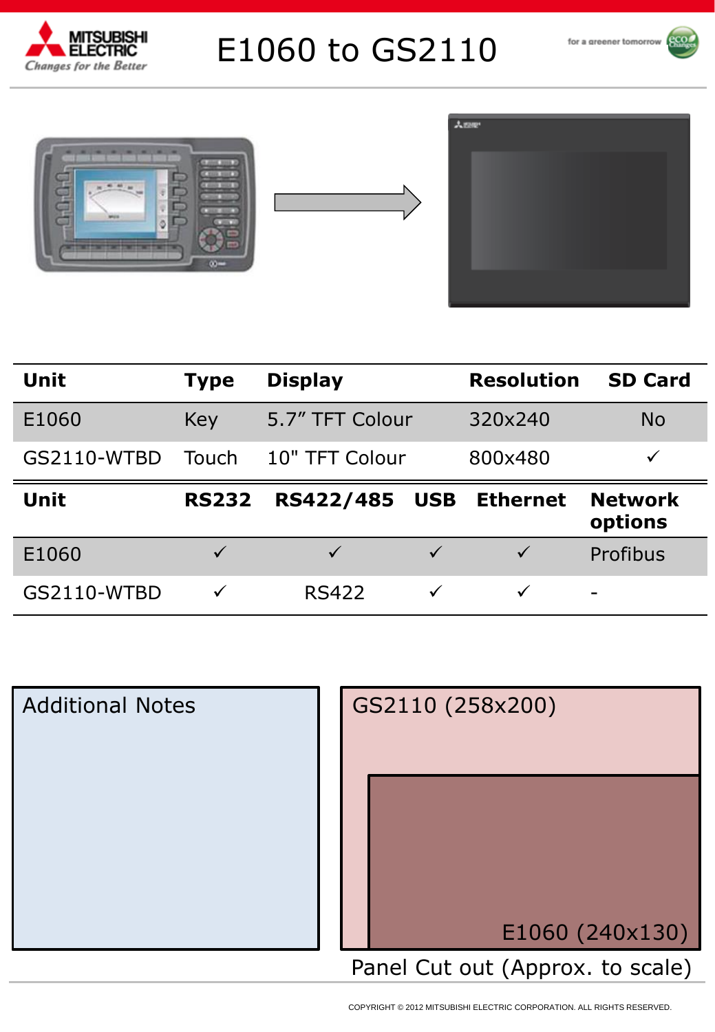# E1060 to GS2110

| Unit | Type | Display | Resolution | SD Card |
|---|---|---|---|---|
| E1060 | Key | 5.7" TFT Colour | 320x240 | No |
| GS2110-WTBD | Touch | 10" TFT Colour | 800x480 | ✓ |

| Unit | RS232 | RS422/485 | USB | Ethernet | Network options |
|---|---|---|---|---|---|
| E1060 | ✓ | ✓ | ✓ | ✓ | Profibus |
| GS2110-WTBD | ✓ | RS422 | ✓ | ✓ | - |

Additional Notes

GS2110 (258x200)

E1060 (240x130)

Panel Cut out (Approx. to scale)

COPYRIGHT © 2012 MITSUBISHI ELECTRIC CORPORATION. ALL RIGHTS RESERVED.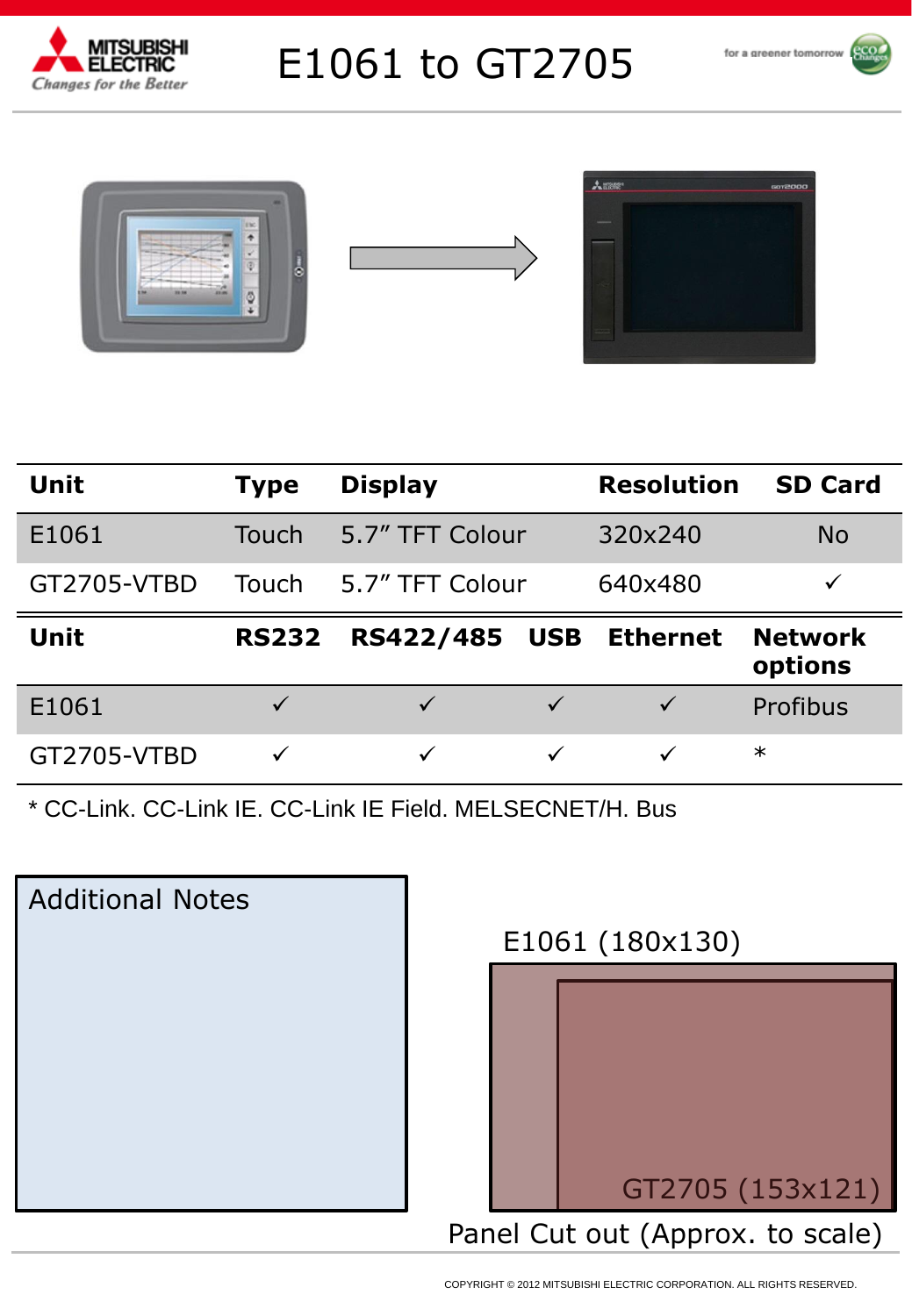# E1061 to GT2705

| Unit | Type | Display | Resolution | SD Card |
|---|---|---|---|---|
| E1061 | Touch | 5.7” TFT Colour | 320x240 | No |
| GT2705-VTBD | Touch | 5.7” TFT Colour | 640x480 | ✓ |

| Unit | RS232 | RS422/485 | USB | Ethernet | Network options |
|---|---|---|---|---|---|
| E1061 | ✓ | ✓ | ✓ | ✓ | Profibus |
| GT2705-VTBD | ✓ | ✓ | ✓ | ✓ | * |

* CC-Link. CC-Link IE. CC-Link IE Field. MELSECNET/H. Bus

## Additional Notes

E1061 (180x130)

GT2705 (153x121)

Panel Cut out (Approx. to scale)

COPYRIGHT © 2012 MITSUBISHI ELECTRIC CORPORATION. ALL RIGHTS RESERVED.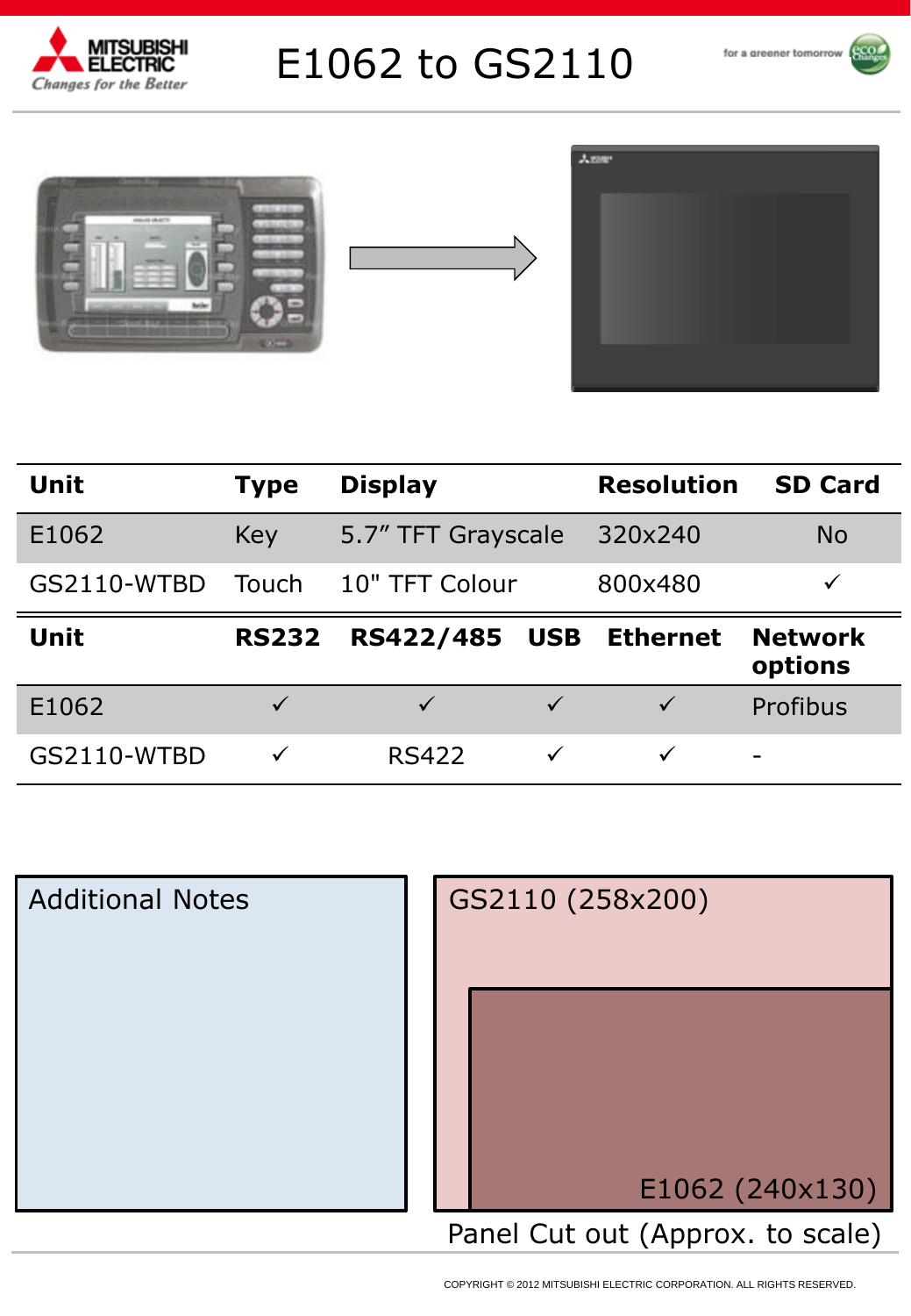# E1062 to GS2110

| Unit | Type | Display | Resolution | SD Card |
|---|---|---|---|---|
| E1062 | Key | 5.7" TFT Grayscale | 320x240 | No |
| GS2110-WTBD | Touch | 10" TFT Colour | 800x480 | ✓ |

| Unit | RS232 | RS422/485 | USB | Ethernet | Network options |
|---|---|---|---|---|---|
| E1062 | ✓ | ✓ | ✓ | ✓ | Profibus |
| GS2110-WTBD | ✓ | RS422 | ✓ | ✓ | - |

Additional Notes

GS2110 (258x200)

E1062 (240x130)

Panel Cut out (Approx. to scale)

COPYRIGHT © 2012 MITSUBISHI ELECTRIC CORPORATION. ALL RIGHTS RESERVED.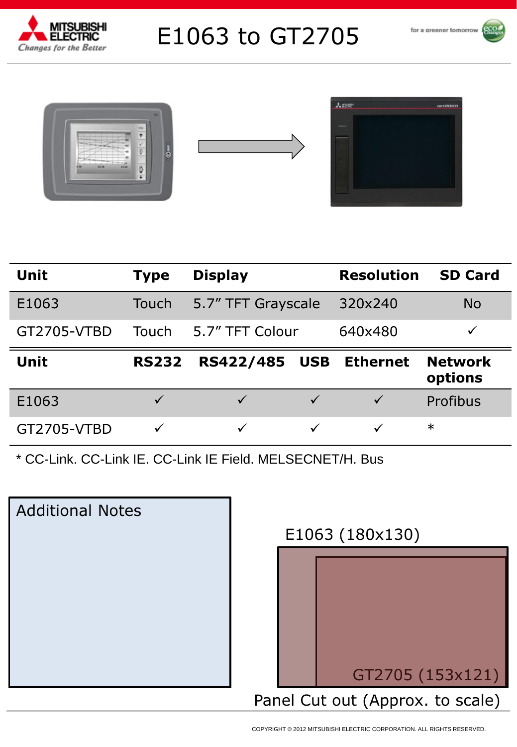# E1063 to GT2705

| Unit | Type | Display | Resolution | SD Card |
|---|---|---|---|---|
| E1063 | Touch | 5.7" TFT Grayscale | 320x240 | No |
| GT2705-VTBD | Touch | 5.7" TFT Colour | 640x480 | ✓ |

| Unit | RS232 | RS422/485 | USB | Ethernet | Network options |
|---|---|---|---|---|---|
| E1063 | ✓ | ✓ | ✓ | ✓ | Profibus |
| GT2705-VTBD | ✓ | ✓ | ✓ | ✓ | * |

* CC-Link. CC-Link IE. CC-Link IE Field. MELSECNET/H. Bus

## Additional Notes

E1063 (180x130)

GT2705 (153x121)

Panel Cut out (Approx. to scale)

COPYRIGHT © 2012 MITSUBISHI ELECTRIC CORPORATION. ALL RIGHTS RESERVED.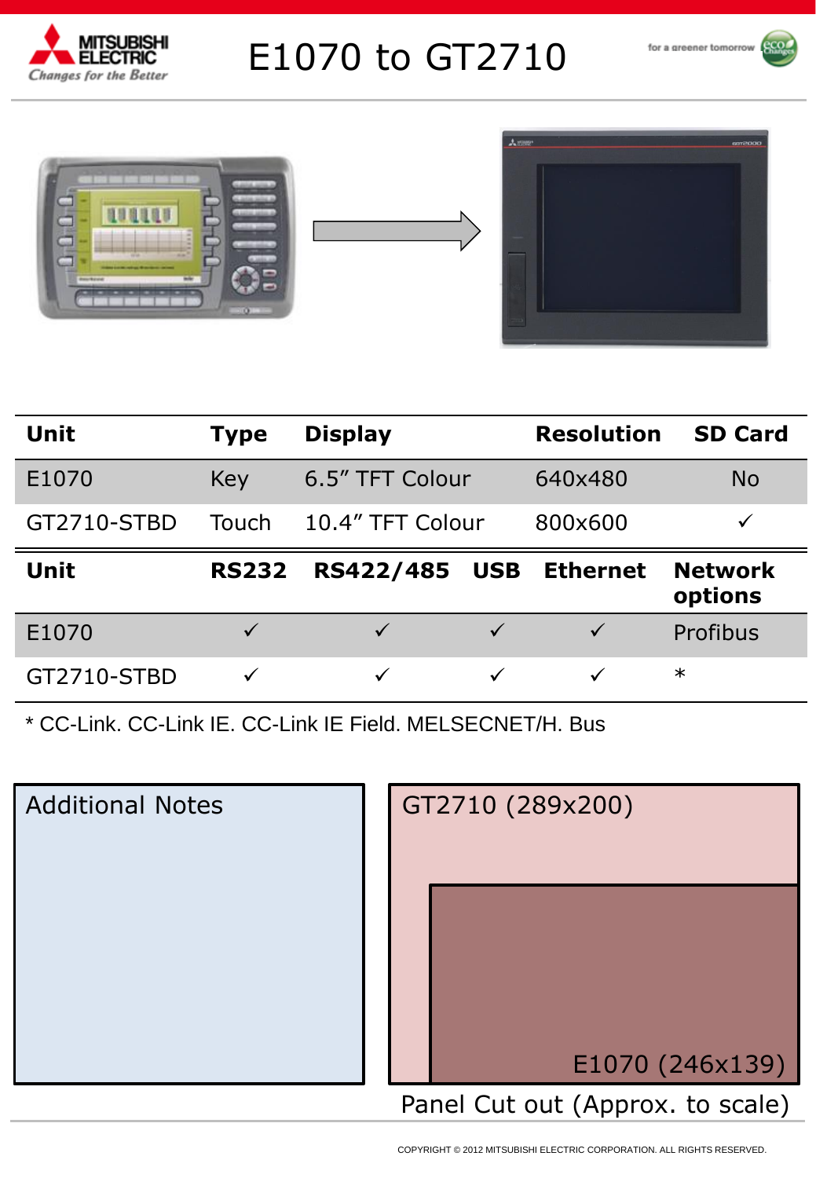# E1070 to GT2710

| Unit | Type | Display | Resolution | SD Card |
|---|---|---|---|---|
| E1070 | Key | 6.5" TFT Colour | 640x480 | No |
| GT2710-STBD | Touch | 10.4" TFT Colour | 800x600 | ✓ |

| Unit | RS232 | RS422/485 | USB | Ethernet | Network options |
|---|---|---|---|---|---|
| E1070 | ✓ | ✓ | ✓ | ✓ | Profibus |
| GT2710-STBD | ✓ | ✓ | ✓ | ✓ | * |

* CC-Link. CC-Link IE. CC-Link IE Field. MELSECNET/H. Bus

**Additional Notes**

GT2710 (289x200)

E1070 (246x139)

Panel Cut out (Approx. to scale)

COPYRIGHT © 2012 MITSUBISHI ELECTRIC CORPORATION. ALL RIGHTS RESERVED.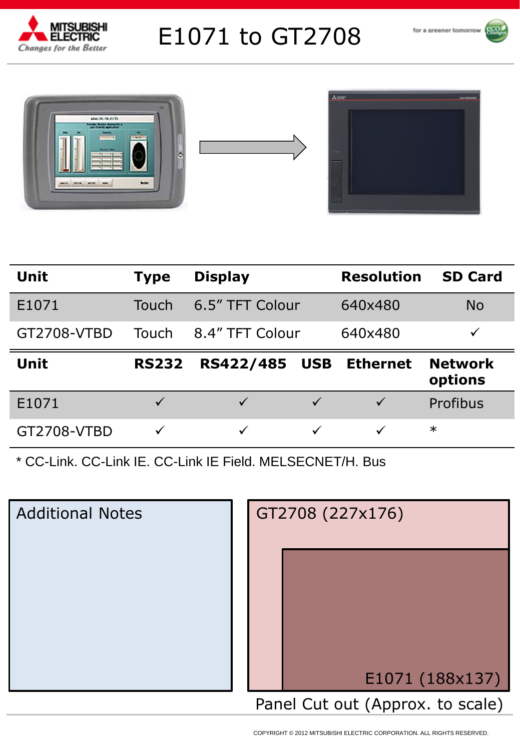# E1071 to GT2708

| Unit | Type | Display | Resolution | SD Card |
|---|---|---|---|---|
| E1071 | Touch | 6.5" TFT Colour | 640x480 | No |
| GT2708-VTBD | Touch | 8.4" TFT Colour | 640x480 | ✓ |

| Unit | RS232 | RS422/485 | USB | Ethernet | Network options |
|---|---|---|---|---|---|
| E1071 | ✓ | ✓ | ✓ | ✓ | Profibus |
| GT2708-VTBD | ✓ | ✓ | ✓ | ✓ | * |

* CC-Link. CC-Link IE. CC-Link IE Field. MELSECNET/H. Bus

## Additional Notes

GT2708 (227x176)

E1071 (188x137)

Panel Cut out (Approx. to scale)

COPYRIGHT © 2012 MITSUBISHI ELECTRIC CORPORATION. ALL RIGHTS RESERVED.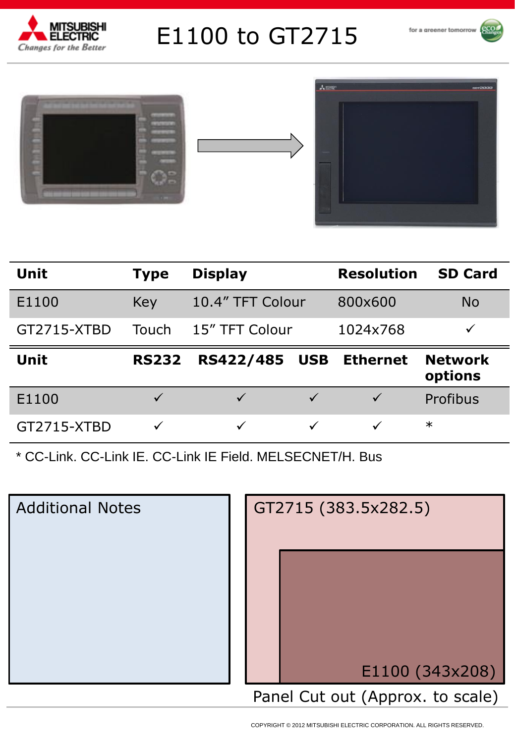# E1100 to GT2715

| Unit | Type | Display | Resolution | SD Card |
|---|---|---|---|---|
| E1100 | Key | 10.4" TFT Colour | 800x600 | No |
| GT2715-XTBD | Touch | 15" TFT Colour | 1024x768 | ✓ |

| Unit | RS232 | RS422/485 | USB | Ethernet | Network options |
|---|---|---|---|---|---|
| E1100 | ✓ | ✓ | ✓ | ✓ | Profibus |
| GT2715-XTBD | ✓ | ✓ | ✓ | ✓ | * |

* CC-Link. CC-Link IE. CC-Link IE Field. MELSECNET/H. Bus

Additional Notes

GT2715 (383.5x282.5)

E1100 (343x208)

Panel Cut out (Approx. to scale)

COPYRIGHT © 2012 MITSUBISHI ELECTRIC CORPORATION. ALL RIGHTS RESERVED.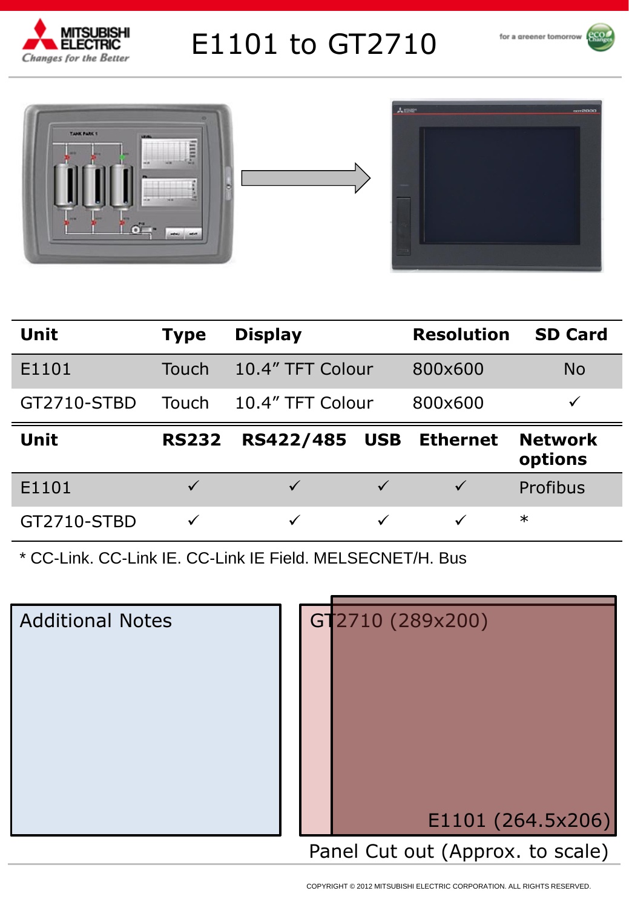# E1101 to GT2710

| Unit | Type | Display | Resolution | SD Card |
|---|---|---|---|---|
| E1101 | Touch | 10.4” TFT Colour | 800x600 | No |
| GT2710-STBD | Touch | 10.4” TFT Colour | 800x600 | ✓ |

| Unit | RS232 | RS422/485 | USB | Ethernet | Network options |
|---|---|---|---|---|---|
| E1101 | ✓ | ✓ | ✓ | ✓ | Profibus |
| GT2710-STBD | ✓ | ✓ | ✓ | ✓ | * |

* CC-Link. CC-Link IE. CC-Link IE Field. MELSECNET/H. Bus

## Additional Notes

GT2710 (289x200)

E1101 (264.5x206)

Panel Cut out (Approx. to scale)

COPYRIGHT © 2012 MITSUBISHI ELECTRIC CORPORATION. ALL RIGHTS RESERVED.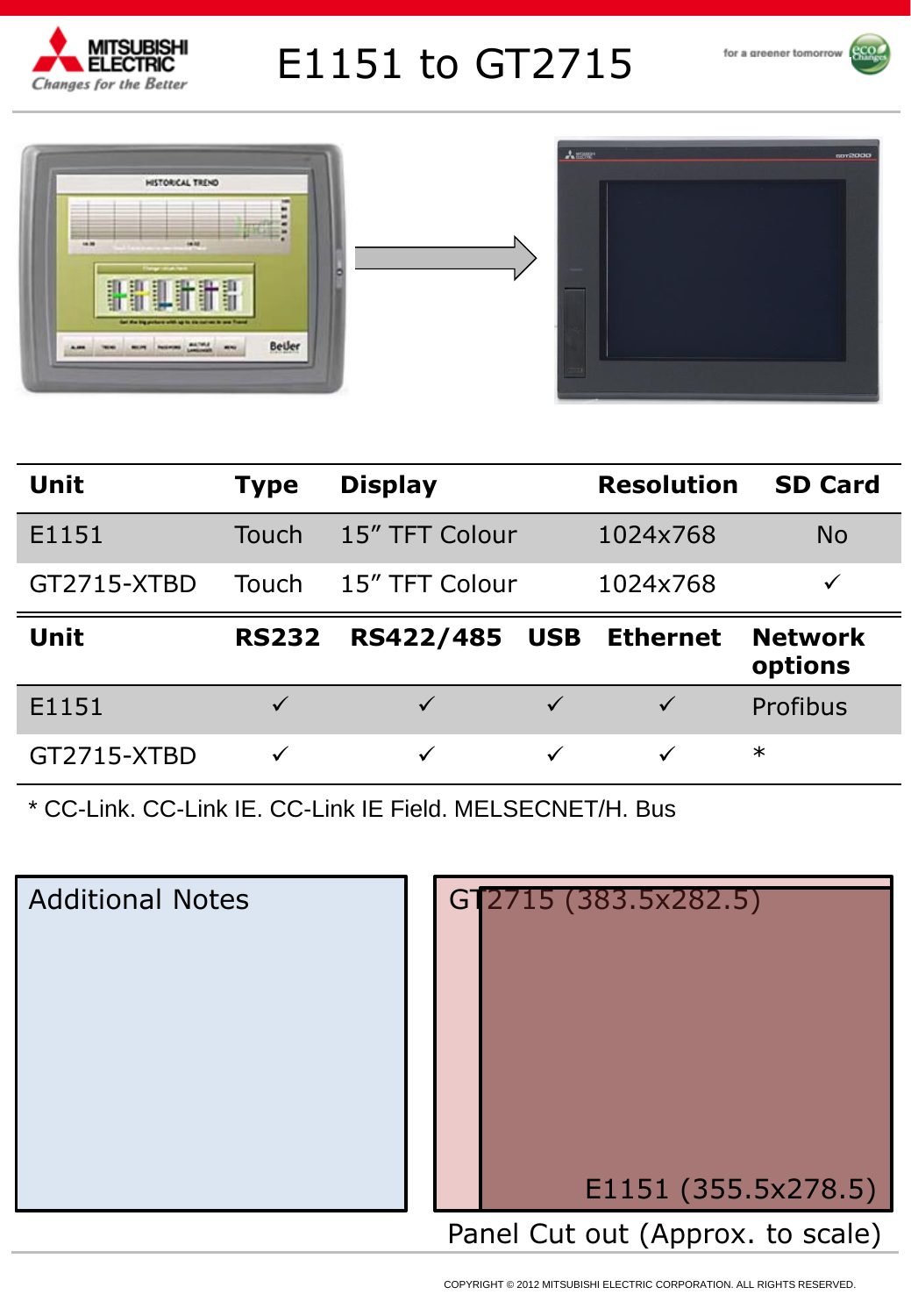# E1151 to GT2715

| Unit | Type | Display | Resolution | SD Card |
|---|---|---|---|---|
| E1151 | Touch | 15" TFT Colour | 1024x768 | No |
| GT2715-XTBD | Touch | 15" TFT Colour | 1024x768 | ✓ |

| Unit | RS232 | RS422/485 | USB | Ethernet | Network options |
|---|---|---|---|---|---|
| E1151 | ✓ | ✓ | ✓ | ✓ | Profibus |
| GT2715-XTBD | ✓ | ✓ | ✓ | ✓ | * |

* CC-Link. CC-Link IE. CC-Link IE Field. MELSECNET/H. Bus

Additional Notes

GT2715 (383.5x282.5)

E1151 (355.5x278.5)

Panel Cut out (Approx. to scale)

COPYRIGHT © 2012 MITSUBISHI ELECTRIC CORPORATION. ALL RIGHTS RESERVED.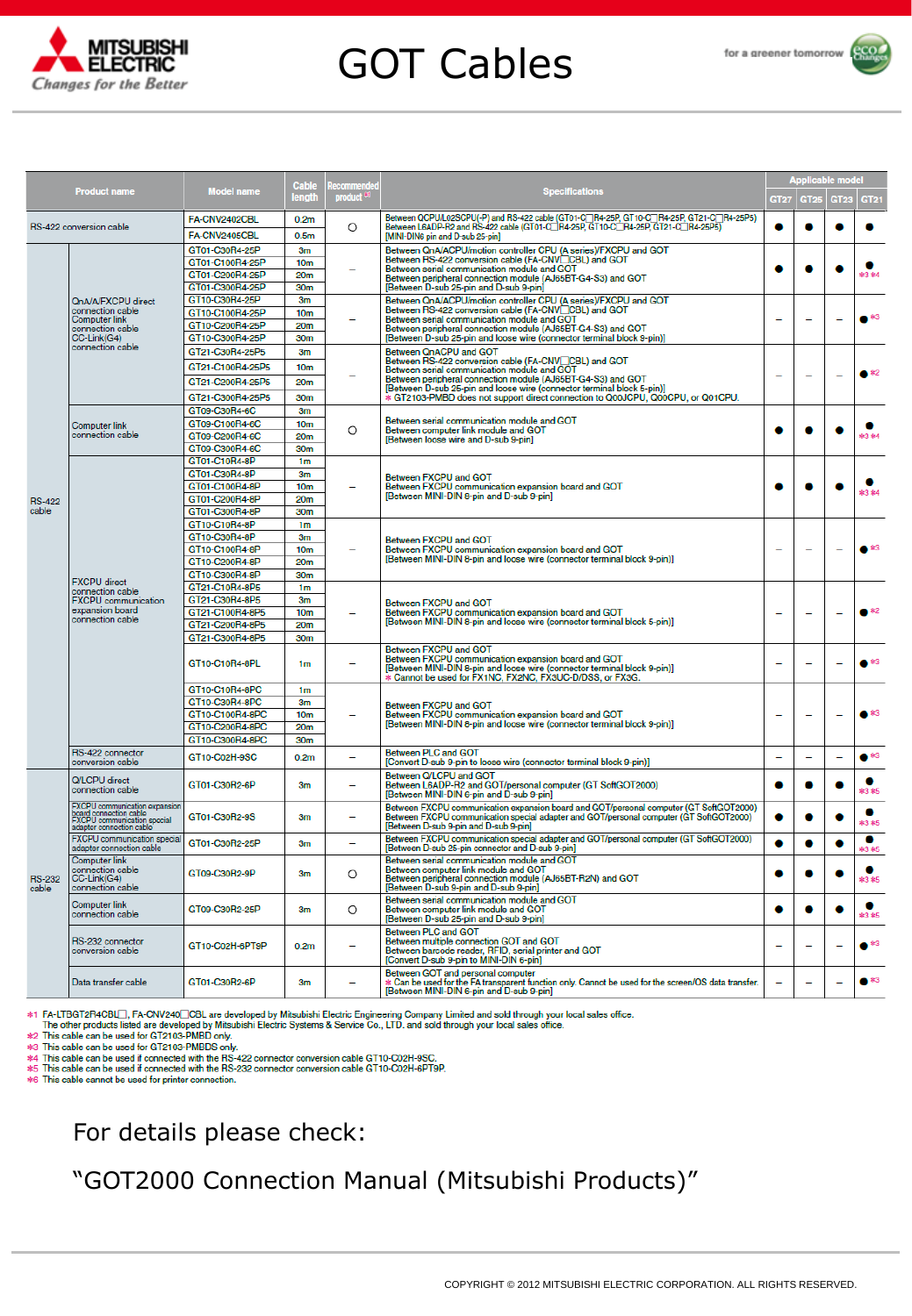# GOT Cables

| Product name | | Model name | Cable length | Recommended product *1 | Specifications | GT27 | GT25 | GT23 | GT21 |
|---|---|---|---|---|---|---|---|---|---|
| RS-422 conversion cable | | FA-CNV2402CBL | 0.2m | ○ | Between QCPU(L02SCPU(-P) and RS-422 cable (GT01-C□R4-25P, GT10-C□R4-25P, GT21-C□R4-25P5) Between L6ADP-R2 and RS-422 cable (GT01-C□R4-25P, GT10-C□R4-25P, GT21-C□R4-25P5) [MINI-DIN6 pin and D-sub 25-pin] | ● | ● | ● | ● |
| | | FA-CNV2405CBL | 0.5m | | | | | | |
| RS-422 cable | QnA/A/FXCPU direct connection cable Computer link connection cable CC-Link(G4) connection cable | GT01-C30R4-25P | 3m | – | Between QnA/ACPU/motion controller CPU (A series)/FXCPU and GOT Between RS-422 conversion cable (FA-CNV□CBL) and GOT Between serial communication module and GOT Between peripheral connection module (AJ65BT-G4-S3) and GOT [Between D-sub 25-pin and D-sub 9-pin] | ● | ● | ● | ● *3 *4 |
| | | GT01-C100R4-25P | 10m | | | | | | |
| | | GT01-C200R4-25P | 20m | | | | | | |
| | | GT01-C300R4-25P | 30m | | | | | | |
| | | GT10-C30R4-25P | 3m | – | Between QnA/ACPU/motion controller CPU (A series)/FXCPU and GOT Between RS-422 conversion cable (FA-CNV□CBL) and GOT Between serial communication module and GOT [Between D-sub 25-pin and loose wire (connector terminal block 9-pin)] | – | – | – | ● *3 |
| | | GT10-C100R4-25P | 10m | | | | | | |
| | | GT10-C200R4-25P | 20m | | | | | | |
| | | GT10-C300R4-25P | 30m | | | | | | |
| | | GT21-C30R4-25P5 | 3m | – | Between QnACPU and GOT Between RS-422 conversion cable (FA-CNV□CBL) and GOT Between serial communication module and GOT Between peripheral connection module (AJ65BT-G4-S3) and GOT [Between D-sub 25-pin and loose wire (connector terminal block 5-pin)] * GT2103-PMBD does not support direct connection to Q00JCPU, Q00CPU, or Q01CPU. | – | – | – | ● *2 |
| | | GT21-C100R4-25P5 | 10m | | | | | | |
| | | GT21-C200R4-25P5 | 20m | | | | | | |
| | | GT21-C300R4-25P5 | 30m | | | | | | |
| | Computer link connection cable | GT09-C30R4-6C | 3m | ○ | Between serial communication module and GOT Between computer link module and GOT [Between loose wire and D-sub 9-pin] | ● | ● | ● | ● *3 *4 |
| | | GT09-C100R4-6C | 10m | | | | | | |
| | | GT09-C200R4-6C | 20m | | | | | | |
| | | GT09-C300R4-6C | 30m | | | | | | |
| | FXCPU direct connection cable FXCPU communication expansion board connection cable | GT01-C10R4-8P | 1m | – | Between FXCPU and GOT Between FXCPU communication expansion board and GOT [Between MINI-DIN 8-pin and D-sub 9-pin] | ● | ● | ● | ● *3 *4 |
| | | GT01-C30R4-8P | 3m | | | | | | |
| | | GT01-C100R4-8P | 10m | | | | | | |
| | | GT01-C200R4-8P | 20m | | | | | | |
| | | GT01-C300R4-8P | 30m | | | | | | |
| | | GT10-C10R4-8P | 1m | – | Between FXCPU and GOT Between FXCPU communication expansion board and GOT [Between MINI-DIN 8-pin and loose wire (connector terminal block 9-pin)] | – | – | – | ● *3 |
| | | GT10-C30R4-8P | 3m | | | | | | |
| | | GT10-C100R4-8P | 10m | | | | | | |
| | | GT10-C200R4-8P | 20m | | | | | | |
| | | GT10-C300R4-8P | 30m | | | | | | |
| | | GT21-C10R4-8P5 | 1m | – | Between FXCPU and GOT Between FXCPU communication expansion board and GOT [Between MINI-DIN 8-pin and loose wire (connector terminal block 5-pin)] | – | – | – | ● *2 |
| | | GT21-C30R4-8P5 | 3m | | | | | | |
| | | GT21-C100R4-8P5 | 10m | | | | | | |
| | | GT21-C200R4-8P5 | 20m | | | | | | |
| | | GT21-C300R4-8P5 | 30m | | | | | | |
| | | GT10-C10R4-8PL | 1m | – | Between FXCPU and GOT Between FXCPU communication expansion board and GOT [Between MINI-DIN 8-pin and loose wire (connector terminal block 9-pin)] * Cannot be used for FX1NC, FX2NC, FX3UC-D/DSS, or FX3G. | – | – | – | ● *3 |
| | | GT10-C10R4-8PC | 1m | – | Between FXCPU and GOT Between FXCPU communication expansion board and GOT [Between MINI-DIN 8-pin and loose wire (connector terminal block 9-pin)] | – | – | – | ● *3 |
| | | GT10-C30R4-8PC | 3m | | | | | | |
| | | GT10-C100R4-8PC | 10m | | | | | | |
| | | GT10-C200R4-8PC | 20m | | | | | | |
| | | GT10-C300R4-8PC | 30m | | | | | | |
| | RS-422 connector conversion cable | GT10-C02H-9SC | 0.2m | – | Between PLC and GOT [Convert D-sub 9-pin to loose wire (connector terminal block 9-pin)] | – | – | – | ● *3 |
| RS-232 cable | Q/LCPU direct connection cable | GT01-C30R2-6P | 3m | – | Between Q/LCPU and GOT Between L6ADP-R2 and GOT/personal computer (GT SoftGOT2000) [Between MINI-DIN 6-pin and D-sub 9-pin] | ● | ● | ● | ● *3 *5 |
| | FXCPU communication expansion board connection cable FXCPU communication special adapter connection cable | GT01-C30R2-9S | 3m | – | Between FXCPU communication expansion board and GOT/personal computer (GT SoftGOT2000) Between FXCPU communication special adapter and GOT/personal computer (GT SoftGOT2000) [Between D-sub 9-pin and D-sub 9-pin] | ● | ● | ● | ● *3 *5 |
| | FXCPU communication special adapter connection cable | GT01-C30R2-25P | 3m | – | Between FXCPU communication special adapter and GOT/personal computer (GT SoftGOT2000) [Between D-sub 25-pin connector and D-sub 9-pin] | ● | ● | ● | ● *3 *5 |
| | Computer link connection cable CC-Link(G4) connection cable | GT09-C30R2-9P | 3m | ○ | Between serial communication module and GOT Between computer link module and GOT Between peripheral connection module (AJ65BT-R2N) and GOT [Between D-sub 9-pin and D-sub 9-pin] | ● | ● | ● | ● *3 *5 |
| | Computer link connection cable | GT09-C30R2-25P | 3m | ○ | Between serial communication module and GOT Between computer link module and GOT [Between D-sub 25-pin and D-sub 9-pin] | ● | ● | ● | ● *3 *5 |
| | RS-232 connector conversion cable | GT10-C02H-6PT9P | 0.2m | – | Between PLC and GOT Between multiple connection GOT and GOT Between barcode reader, RFID, serial printer and GOT [Convert D-sub 9-pin to MINI-DIN 6-pin] | – | – | – | ● *3 |
| | Data transfer cable | GT01-C30R2-6P | 3m | – | Between GOT and personal computer * Can be used for the FA transparent function only. Cannot be used for the screen/OS data transfer. [Between MINI-DIN 6-pin and D-sub 9-pin] | – | – | – | ● *3 |

*1 FA-LTBGT2R4CBL□, FA-CNV240□CBL are developed by Mitsubishi Electric Engineering Company Limited and sold through your local sales office.
The other products listed are developed by Mitsubishi Electric Systems & Service Co., LTD. and sold through your local sales office.
*2 This cable can be used for GT2103-PMBD only.
*3 This cable can be used for GT2103-PMBDS only.
*4 This cable can be used if connected with the RS-422 connector conversion cable GT10-C02H-9SC.
*5 This cable can be used if connected with the RS-232 connector conversion cable GT10-C02H-6PT9P.
*6 This cable cannot be used for printer connection.

For details please check:

“GOT2000 Connection Manual (Mitsubishi Products)”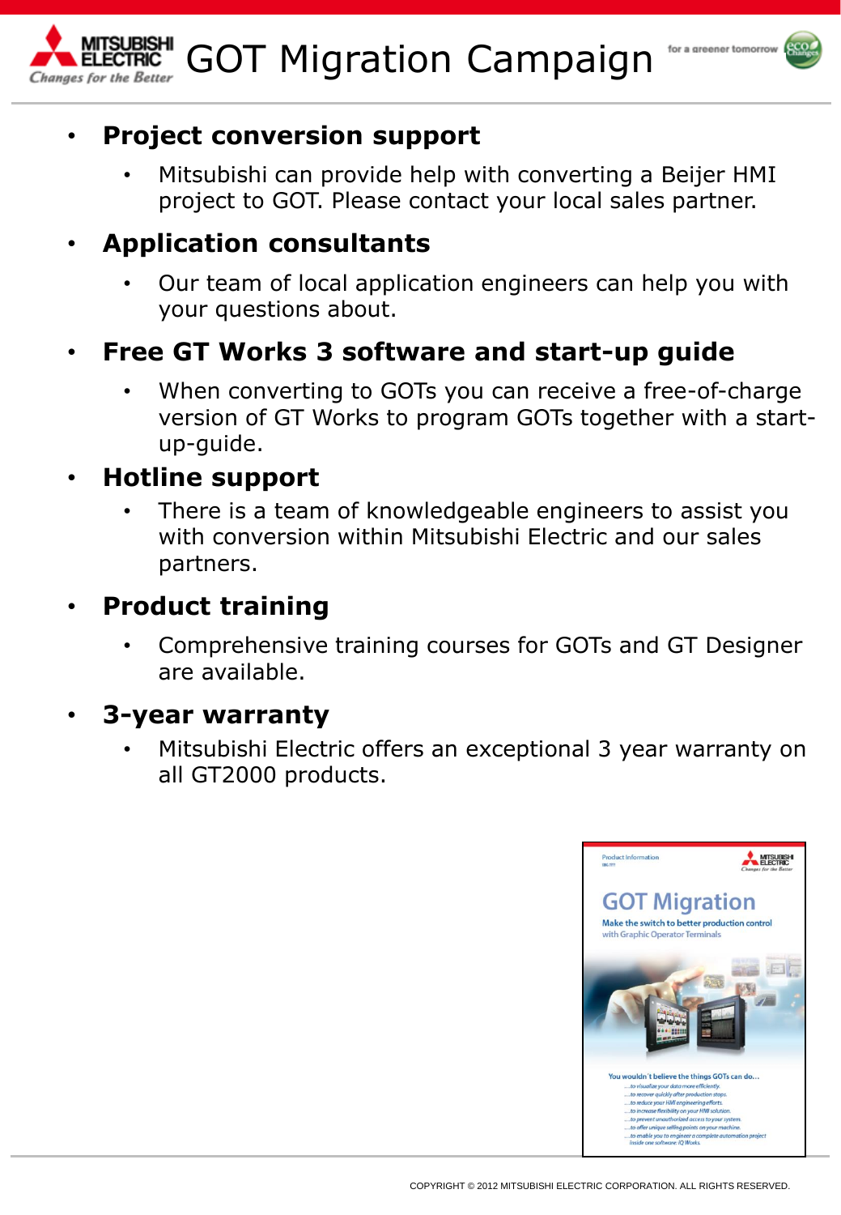# GOT Migration Campaign

- **Project conversion support**
  - Mitsubishi can provide help with converting a Beijer HMI project to GOT. Please contact your local sales partner.
- **Application consultants**
  - Our team of local application engineers can help you with your questions about.
- **Free GT Works 3 software and start-up guide**
  - When converting to GOTs you can receive a free-of-charge version of GT Works to program GOTs together with a start-up-guide.
- **Hotline support**
  - There is a team of knowledgeable engineers to assist you with conversion within Mitsubishi Electric and our sales partners.
- **Product training**
  - Comprehensive training courses for GOTs and GT Designer are available.
- **3-year warranty**
  - Mitsubishi Electric offers an exceptional 3 year warranty on all GT2000 products.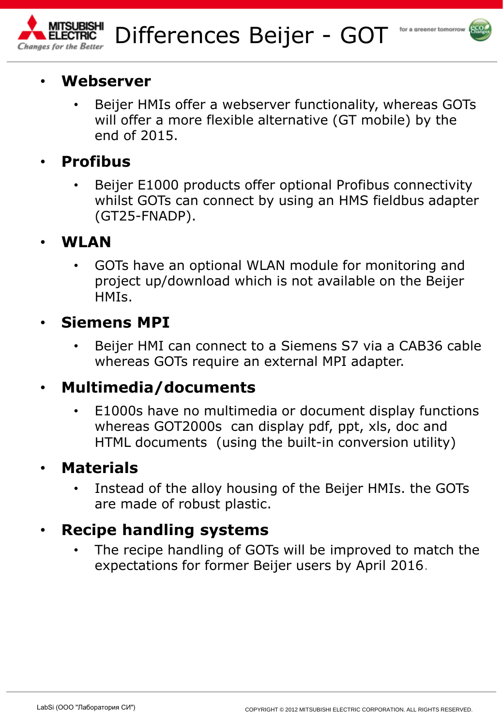# Differences Beijer - GOT

- **Webserver**
  - Beijer HMIs offer a webserver functionality, whereas GOTs will offer a more flexible alternative (GT mobile) by the end of 2015.
- **Profibus**
  - Beijer E1000 products offer optional Profibus connectivity whilst GOTs can connect by using an HMS fieldbus adapter (GT25-FNADP).
- **WLAN**
  - GOTs have an optional WLAN module for monitoring and project up/download which is not available on the Beijer HMIs.
- **Siemens MPI**
  - Beijer HMI can connect to a Siemens S7 via a CAB36 cable whereas GOTs require an external MPI adapter.
- **Multimedia/documents**
  - E1000s have no multimedia or document display functions whereas GOT2000s can display pdf, ppt, xls, doc and HTML documents (using the built-in conversion utility)
- **Materials**
  - Instead of the alloy housing of the Beijer HMIs. the GOTs are made of robust plastic.
- **Recipe handling systems**
  - The recipe handling of GOTs will be improved to match the expectations for former Beijer users by April 2016.

LabSi (ООО "Лаборатория СИ")

COPYRIGHT © 2012 MITSUBISHI ELECTRIC CORPORATION. ALL RIGHTS RESERVED.